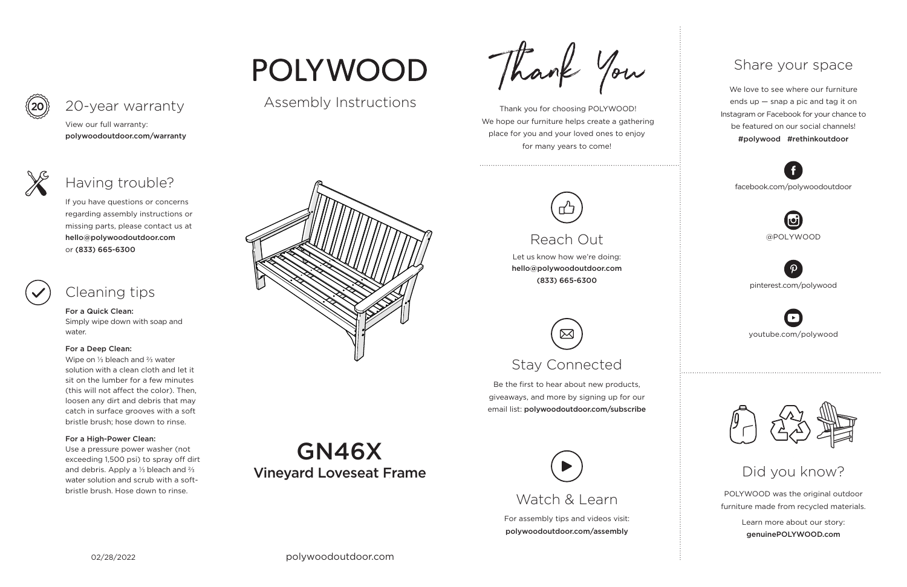# POLYWOOD

Assembly Instructions

## GN46X
**Vineyard Loveseat Frame**

## 20-year warranty

View our full warranty:
**polywoodoutdoor.com/warranty**

## Having trouble?

If you have questions or concerns regarding assembly instructions or missing parts, please contact us at **hello@polywoodoutdoor.com** or **(833) 665-6300**

## Cleaning tips

**For a Quick Clean:**
Simply wipe down with soap and water.

**For a Deep Clean:**
Wipe on ⅓ bleach and ⅔ water solution with a clean cloth and let it sit on the lumber for a few minutes (this will not affect the color). Then, loosen any dirt and debris that may catch in surface grooves with a soft bristle brush; hose down to rinse.

**For a High-Power Clean:**
Use a pressure power washer (not exceeding 1,500 psi) to spray off dirt and debris. Apply a ⅓ bleach and ⅔ water solution and scrub with a soft-bristle brush. Hose down to rinse.

02/28/2022

polywoodoutdoor.com

## Thank You

Thank you for choosing POLYWOOD! We hope our furniture helps create a gathering place for you and your loved ones to enjoy for many years to come!

## Reach Out

Let us know how we're doing:
**hello@polywoodoutdoor.com**
**(833) 665-6300**

## Stay Connected

Be the first to hear about new products, giveaways, and more by signing up for our email list: **polywoodoutdoor.com/subscribe**

## Watch & Learn

For assembly tips and videos visit:
**polywoodoutdoor.com/assembly**

## Share your space

We love to see where our furniture ends up — snap a pic and tag it on Instagram or Facebook for your chance to be featured on our social channels!
**#polywood #rethinkoutdoor**

facebook.com/polywoodoutdoor

@POLYWOOD

pinterest.com/polywood

youtube.com/polywood

## Did you know?

POLYWOOD was the original outdoor furniture made from recycled materials.

Learn more about our story:
**genuinePOLYWOOD.com**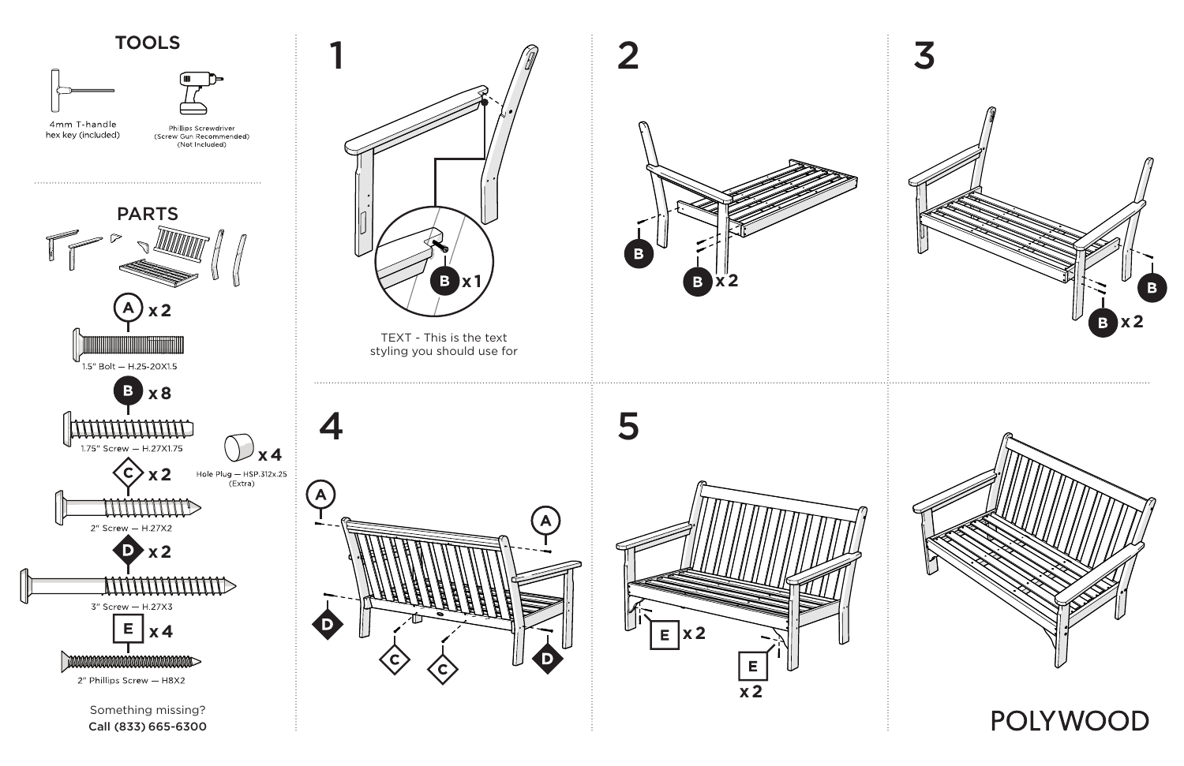## TOOLS

4mm T-handle hex key (included)

Phillips Screwdriver (Screw Gun Recommended) (Not Included)

## PARTS

A x 2

1.5" Bolt — H.25-20X1.5

B x 8

1.75" Screw — H.27X1.75

Hole Plug — HSP.312x.25 (Extra)

x 4

C x 2

2" Screw — H.27X2

D x 2

3" Screw — H.27X3

E x 4

2" Phillips Screw — H8X2

Something missing?

**Call (833) 665-6300**

## 1

B x1

TEXT - This is the text styling you should use for

## 2

B

B x 2

## 3

B

B x 2

## 4

A

A

D

D

C

C

## 5

E x 2

E x 2

POLYWOOD